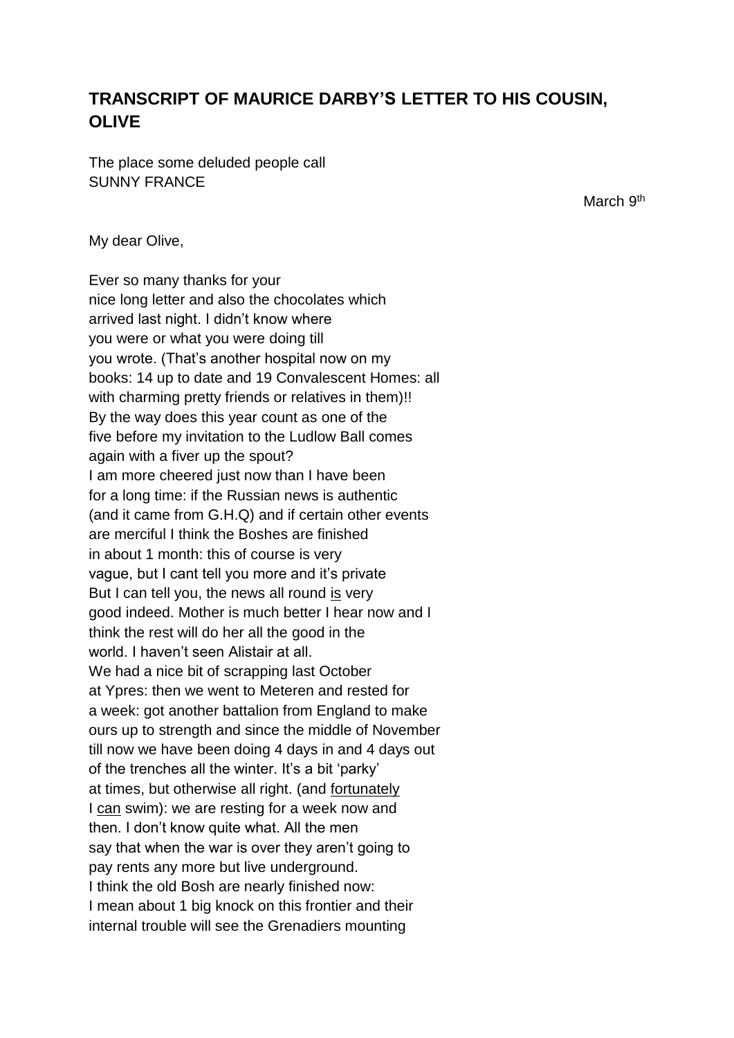## TRANSCRIPT OF MAURICE DARBY'S LETTER TO HIS COUSIN, OLIVE

The place some deluded people call
SUNNY FRANCE

March 9th

My dear Olive,

Ever so many thanks for your nice long letter and also the chocolates which arrived last night. I didn't know where you were or what you were doing till you wrote. (That's another hospital now on my books: 14 up to date and 19 Convalescent Homes: all with charming pretty friends or relatives in them)!! By the way does this year count as one of the five before my invitation to the Ludlow Ball comes again with a fiver up the spout?
I am more cheered just now than I have been for a long time: if the Russian news is authentic (and it came from G.H.Q) and if certain other events are merciful I think the Boshes are finished in about 1 month: this of course is very vague, but I cant tell you more and it's private But I can tell you, the news all round <u>is</u> very good indeed. Mother is much better I hear now and I think the rest will do her all the good in the world. I haven't seen Alistair at all.
We had a nice bit of scrapping last October at Ypres: then we went to Meteren and rested for a week: got another battalion from England to make ours up to strength and since the middle of November till now we have been doing 4 days in and 4 days out of the trenches all the winter. It's a bit 'parky' at times, but otherwise all right. (and <u>fortunately</u> I <u>can</u> swim): we are resting for a week now and then. I don't know quite what. All the men say that when the war is over they aren't going to pay rents any more but live underground.
I think the old Bosh are nearly finished now: I mean about 1 big knock on this frontier and their internal trouble will see the Grenadiers mounting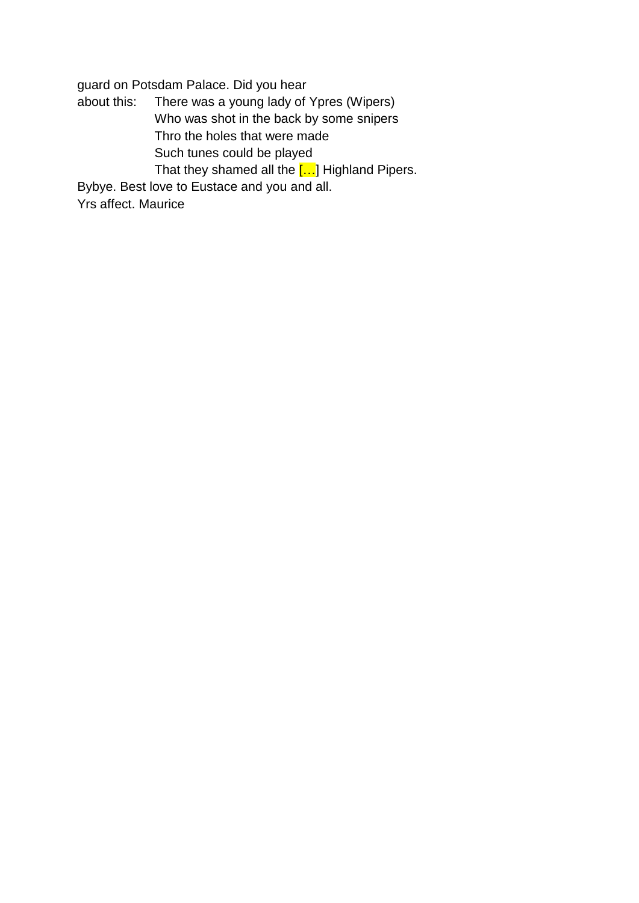guard on Potsdam Palace. Did you hear
about this: There was a young lady of Ypres (Wipers)
Who was shot in the back by some snipers
Thro the holes that were made
Such tunes could be played
That they shamed all the […] Highland Pipers.

Bybye. Best love to Eustace and you and all.
Yrs affect. Maurice